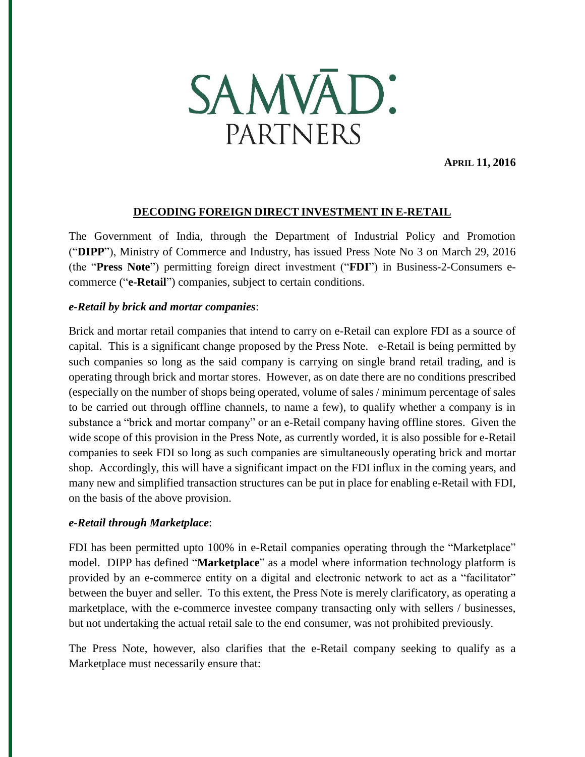# SAMVĀD: PARTNERS

**APRIL 11, 2016**

## DECODING FOREIGN DIRECT INVESTMENT IN E-RETAIL

The Government of India, through the Department of Industrial Policy and Promotion ("**DIPP**"), Ministry of Commerce and Industry, has issued Press Note No 3 on March 29, 2016 (the "**Press Note**") permitting foreign direct investment ("**FDI**") in Business-2-Consumers e-commerce ("**e-Retail**") companies, subject to certain conditions.

### *e-Retail by brick and mortar companies*:

Brick and mortar retail companies that intend to carry on e-Retail can explore FDI as a source of capital. This is a significant change proposed by the Press Note. e-Retail is being permitted by such companies so long as the said company is carrying on single brand retail trading, and is operating through brick and mortar stores. However, as on date there are no conditions prescribed (especially on the number of shops being operated, volume of sales / minimum percentage of sales to be carried out through offline channels, to name a few), to qualify whether a company is in substance a "brick and mortar company" or an e-Retail company having offline stores. Given the wide scope of this provision in the Press Note, as currently worded, it is also possible for e-Retail companies to seek FDI so long as such companies are simultaneously operating brick and mortar shop. Accordingly, this will have a significant impact on the FDI influx in the coming years, and many new and simplified transaction structures can be put in place for enabling e-Retail with FDI, on the basis of the above provision.

### *e-Retail through Marketplace*:

FDI has been permitted upto 100% in e-Retail companies operating through the "Marketplace" model. DIPP has defined "**Marketplace**" as a model where information technology platform is provided by an e-commerce entity on a digital and electronic network to act as a "facilitator" between the buyer and seller. To this extent, the Press Note is merely clarificatory, as operating a marketplace, with the e-commerce investee company transacting only with sellers / businesses, but not undertaking the actual retail sale to the end consumer, was not prohibited previously.

The Press Note, however, also clarifies that the e-Retail company seeking to qualify as a Marketplace must necessarily ensure that: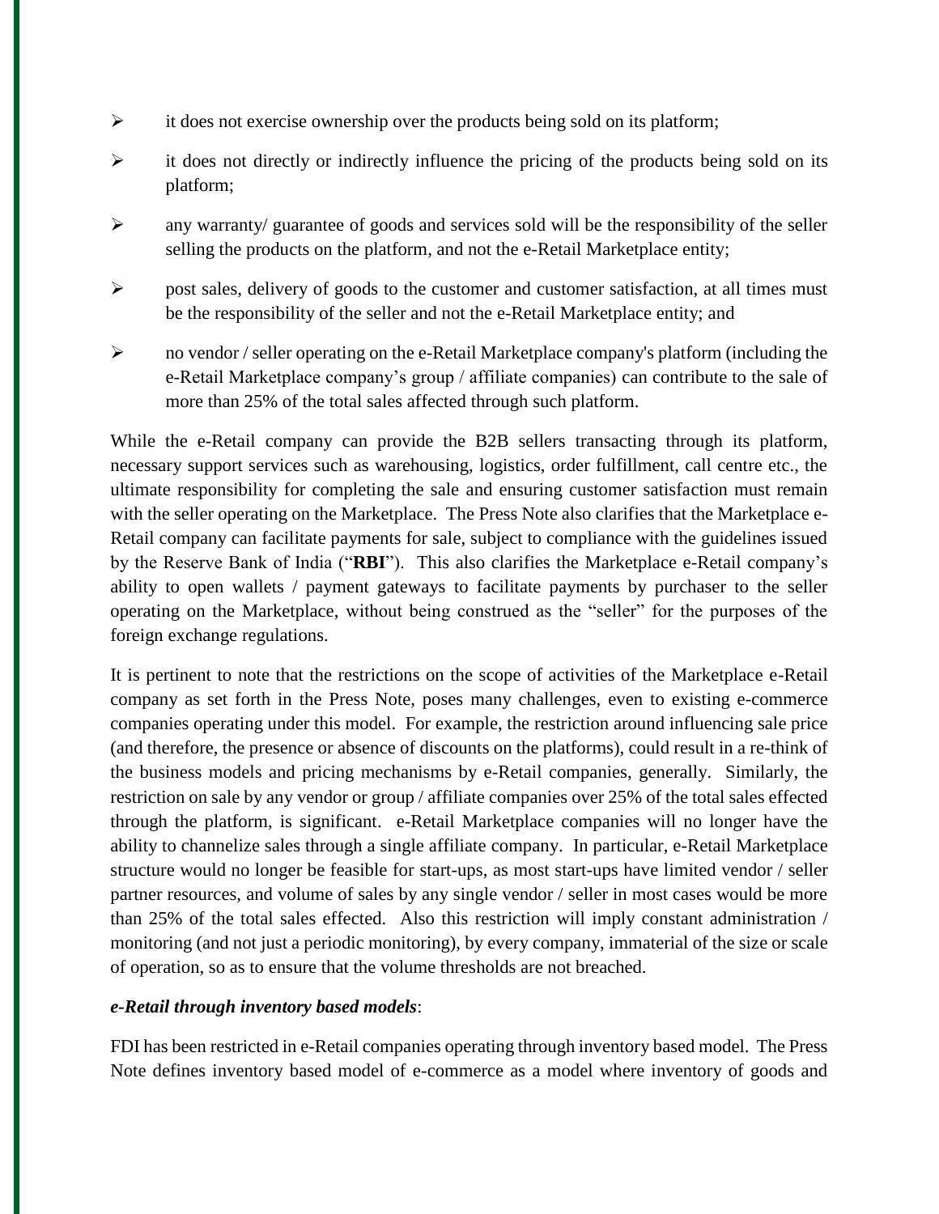- it does not exercise ownership over the products being sold on its platform;
- it does not directly or indirectly influence the pricing of the products being sold on its platform;
- any warranty/ guarantee of goods and services sold will be the responsibility of the seller selling the products on the platform, and not the e-Retail Marketplace entity;
- post sales, delivery of goods to the customer and customer satisfaction, at all times must be the responsibility of the seller and not the e-Retail Marketplace entity; and
- no vendor / seller operating on the e-Retail Marketplace company's platform (including the e-Retail Marketplace company's group / affiliate companies) can contribute to the sale of more than 25% of the total sales affected through such platform.

While the e-Retail company can provide the B2B sellers transacting through its platform, necessary support services such as warehousing, logistics, order fulfillment, call centre etc., the ultimate responsibility for completing the sale and ensuring customer satisfaction must remain with the seller operating on the Marketplace. The Press Note also clarifies that the Marketplace e-Retail company can facilitate payments for sale, subject to compliance with the guidelines issued by the Reserve Bank of India ("**RBI**"). This also clarifies the Marketplace e-Retail company's ability to open wallets / payment gateways to facilitate payments by purchaser to the seller operating on the Marketplace, without being construed as the "seller" for the purposes of the foreign exchange regulations.

It is pertinent to note that the restrictions on the scope of activities of the Marketplace e-Retail company as set forth in the Press Note, poses many challenges, even to existing e-commerce companies operating under this model. For example, the restriction around influencing sale price (and therefore, the presence or absence of discounts on the platforms), could result in a re-think of the business models and pricing mechanisms by e-Retail companies, generally. Similarly, the restriction on sale by any vendor or group / affiliate companies over 25% of the total sales effected through the platform, is significant. e-Retail Marketplace companies will no longer have the ability to channelize sales through a single affiliate company. In particular, e-Retail Marketplace structure would no longer be feasible for start-ups, as most start-ups have limited vendor / seller partner resources, and volume of sales by any single vendor / seller in most cases would be more than 25% of the total sales effected. Also this restriction will imply constant administration / monitoring (and not just a periodic monitoring), by every company, immaterial of the size or scale of operation, so as to ensure that the volume thresholds are not breached.

***e-Retail through inventory based models***:

FDI has been restricted in e-Retail companies operating through inventory based model. The Press Note defines inventory based model of e-commerce as a model where inventory of goods and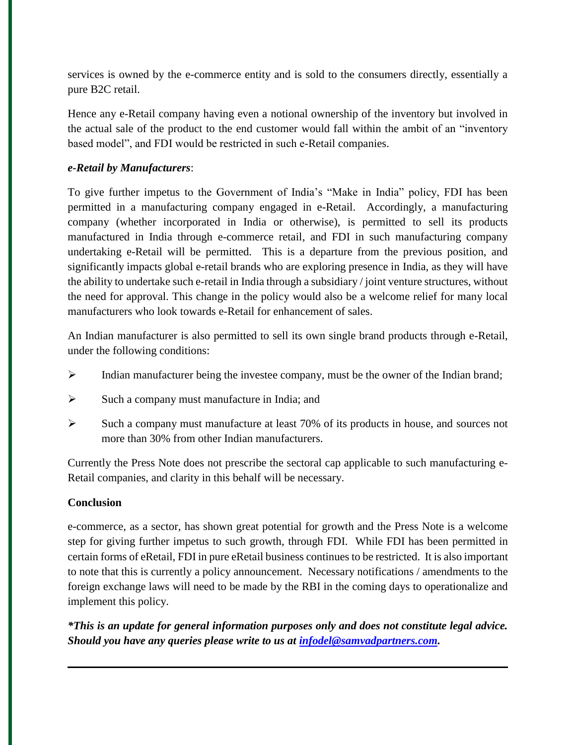services is owned by the e-commerce entity and is sold to the consumers directly, essentially a pure B2C retail.

Hence any e-Retail company having even a notional ownership of the inventory but involved in the actual sale of the product to the end customer would fall within the ambit of an "inventory based model", and FDI would be restricted in such e-Retail companies.

***e-Retail by Manufacturers***:

To give further impetus to the Government of India's "Make in India" policy, FDI has been permitted in a manufacturing company engaged in e-Retail. Accordingly, a manufacturing company (whether incorporated in India or otherwise), is permitted to sell its products manufactured in India through e-commerce retail, and FDI in such manufacturing company undertaking e-Retail will be permitted. This is a departure from the previous position, and significantly impacts global e-retail brands who are exploring presence in India, as they will have the ability to undertake such e-retail in India through a subsidiary / joint venture structures, without the need for approval. This change in the policy would also be a welcome relief for many local manufacturers who look towards e-Retail for enhancement of sales.

An Indian manufacturer is also permitted to sell its own single brand products through e-Retail, under the following conditions:

- Indian manufacturer being the investee company, must be the owner of the Indian brand;
- Such a company must manufacture in India; and
- Such a company must manufacture at least 70% of its products in house, and sources not more than 30% from other Indian manufacturers.

Currently the Press Note does not prescribe the sectoral cap applicable to such manufacturing e-Retail companies, and clarity in this behalf will be necessary.

**Conclusion**

e-commerce, as a sector, has shown great potential for growth and the Press Note is a welcome step for giving further impetus to such growth, through FDI. While FDI has been permitted in certain forms of eRetail, FDI in pure eRetail business continues to be restricted. It is also important to note that this is currently a policy announcement. Necessary notifications / amendments to the foreign exchange laws will need to be made by the RBI in the coming days to operationalize and implement this policy.

***\*This is an update for general information purposes only and does not constitute legal advice. Should you have any queries please write to us at infodel@samvadpartners.com.***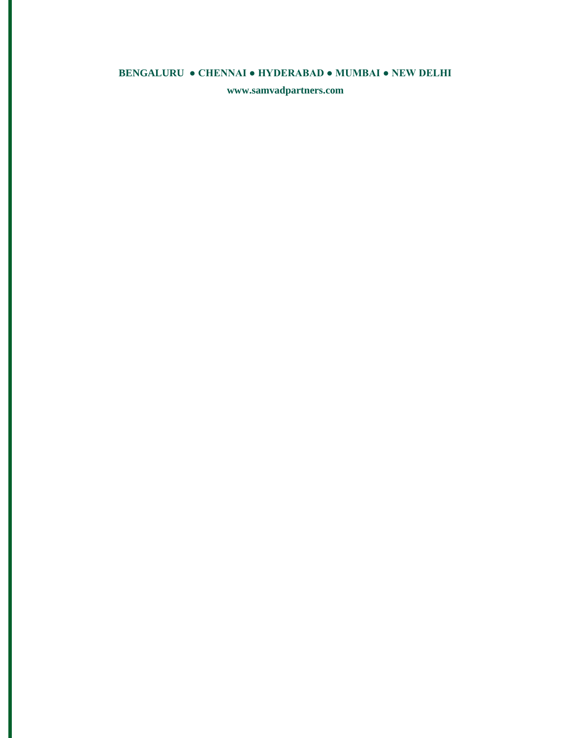**BENGALURU ● CHENNAI ● HYDERABAD ● MUMBAI ● NEW DELHI**

**www.samvadpartners.com**